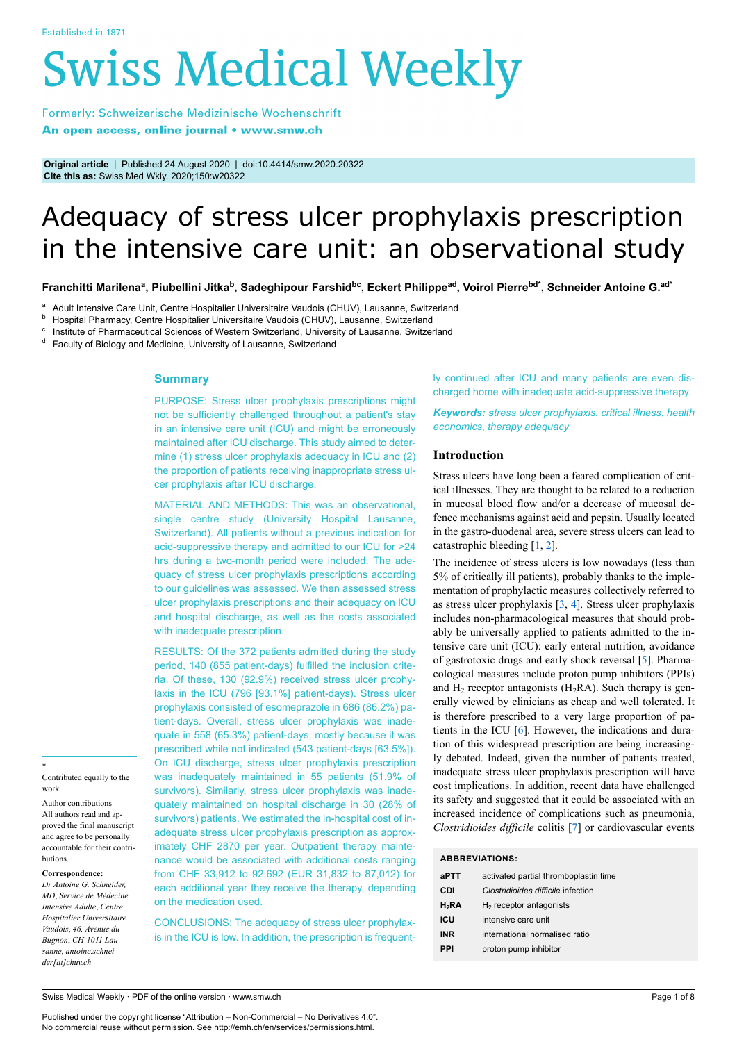Original article | Published 24 August 2020 | doi:10.4414/smw.2020.20322
Cite this as: Swiss Med Wkly. 2020;150:w20322

# Adequacy of stress ulcer prophylaxis prescription in the intensive care unit: an observational study

**Franchitti Marilena[a], Piubellini Jitka[b], Sadeghipour Farshid[bc], Eckert Philippe[ad], Voirol Pierre[bd*], Schneider Antoine G.[ad*]**

[a] Adult Intensive Care Unit, Centre Hospitalier Universitaire Vaudois (CHUV), Lausanne, Switzerland
[b] Hospital Pharmacy, Centre Hospitalier Universitaire Vaudois (CHUV), Lausanne, Switzerland
[c] Institute of Pharmaceutical Sciences of Western Switzerland, University of Lausanne, Switzerland
[d] Faculty of Biology and Medicine, University of Lausanne, Switzerland

## Summary

PURPOSE: Stress ulcer prophylaxis prescriptions might not be sufficiently challenged throughout a patient's stay in an intensive care unit (ICU) and might be erroneously maintained after ICU discharge. This study aimed to determine (1) stress ulcer prophylaxis adequacy in ICU and (2) the proportion of patients receiving inappropriate stress ulcer prophylaxis after ICU discharge.

MATERIAL AND METHODS: This was an observational, single centre study (University Hospital Lausanne, Switzerland). All patients without a previous indication for acid-suppressive therapy and admitted to our ICU for >24 hrs during a two-month period were included. The adequacy of stress ulcer prophylaxis prescriptions according to our guidelines was assessed. We then assessed stress ulcer prophylaxis prescriptions and their adequacy on ICU and hospital discharge, as well as the costs associated with inadequate prescription.

RESULTS: Of the 372 patients admitted during the study period, 140 (855 patient-days) fulfilled the inclusion criteria. Of these, 130 (92.9%) received stress ulcer prophylaxis in the ICU (796 [93.1%] patient-days). Stress ulcer prophylaxis consisted of esomeprazole in 686 (86.2%) patient-days. Overall, stress ulcer prophylaxis was inadequate in 558 (65.3%) patient-days, mostly because it was prescribed while not indicated (543 patient-days [63.5%]). On ICU discharge, stress ulcer prophylaxis prescription was inadequately maintained in 55 patients (51.9% of survivors). Similarly, stress ulcer prophylaxis was inadequately maintained on hospital discharge in 30 (28% of survivors) patients. We estimated the in-hospital cost of inadequate stress ulcer prophylaxis prescription as approximately CHF 2870 per year. Outpatient therapy maintenance would be associated with additional costs ranging from CHF 33,912 to 92,692 (EUR 31,832 to 87,012) for each additional year they receive the therapy, depending on the medication used.

CONCLUSIONS: The adequacy of stress ulcer prophylaxis in the ICU is low. In addition, the prescription is frequently continued after ICU and many patients are even discharged home with inadequate acid-suppressive therapy.

***Keywords:** stress ulcer prophylaxis, critical illness, health economics, therapy adequacy*

## Introduction

Stress ulcers have long been a feared complication of critical illnesses. They are thought to be related to a reduction in mucosal blood flow and/or a decrease of mucosal defence mechanisms against acid and pepsin. Usually located in the gastro-duodenal area, severe stress ulcers can lead to catastrophic bleeding [1, 2].

The incidence of stress ulcers is low nowadays (less than 5% of critically ill patients), probably thanks to the implementation of prophylactic measures collectively referred to as stress ulcer prophylaxis [3, 4]. Stress ulcer prophylaxis includes non-pharmacological measures that should probably be universally applied to patients admitted to the intensive care unit (ICU): early enteral nutrition, avoidance of gastrotoxic drugs and early shock reversal [5]. Pharmacological measures include proton pump inhibitors (PPIs) and $H_2$ receptor antagonists ($H_2$RA). Such therapy is generally viewed by clinicians as cheap and well tolerated. It is therefore prescribed to a very large proportion of patients in the ICU [6]. However, the indications and duration of this widespread prescription are being increasingly debated. Indeed, given the number of patients treated, inadequate stress ulcer prophylaxis prescription will have cost implications. In addition, recent data have challenged its safety and suggested that it could be associated with an increased incidence of complications such as pneumonia, *Clostridioides difficile* colitis [7] or cardiovascular events

**ABBREVIATIONS:**

| | |
|---|---|
| aPTT | activated partial thromboplastin time |
| CDI | *Clostridioides difficile* infection |
| $H_2$RA | $H_2$ receptor antagonists |
| ICU | intensive care unit |
| INR | international normalised ratio |
| PPI | proton pump inhibitor |

\* Contributed equally to the work

Author contributions
All authors read and approved the final manuscript and agree to be personally accountable for their contributions.

**Correspondence:**
*Dr Antoine G. Schneider, MD, Service de Médecine Intensive Adulte, Centre Hospitalier Universitaire Vaudois, 46, Avenue du Bugnon, CH-1011 Lausanne, antoine.schneider[at]chuv.ch*

Published under the copyright license "Attribution – Non-Commercial – No Derivatives 4.0".
No commercial reuse without permission. See http://emh.ch/en/services/permissions.html.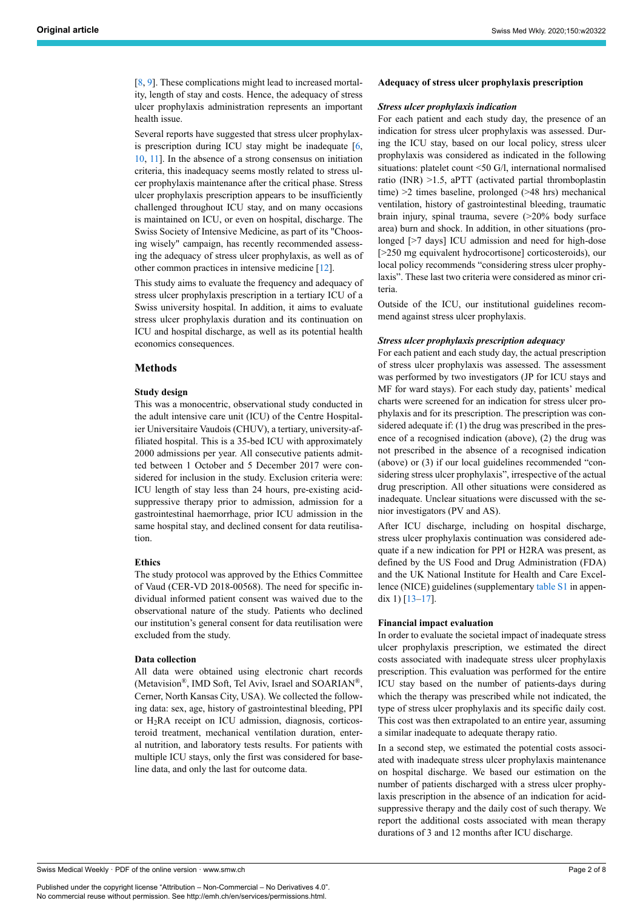[8, 9]. These complications might lead to increased mortality, length of stay and costs. Hence, the adequacy of stress ulcer prophylaxis administration represents an important health issue.

Several reports have suggested that stress ulcer prophylaxis prescription during ICU stay might be inadequate [6, 10, 11]. In the absence of a strong consensus on initiation criteria, this inadequacy seems mostly related to stress ulcer prophylaxis maintenance after the critical phase. Stress ulcer prophylaxis prescription appears to be insufficiently challenged throughout ICU stay, and on many occasions is maintained on ICU, or even on hospital, discharge. The Swiss Society of Intensive Medicine, as part of its "Choosing wisely" campaign, has recently recommended assessing the adequacy of stress ulcer prophylaxis, as well as of other common practices in intensive medicine [12].

This study aims to evaluate the frequency and adequacy of stress ulcer prophylaxis prescription in a tertiary ICU of a Swiss university hospital. In addition, it aims to evaluate stress ulcer prophylaxis duration and its continuation on ICU and hospital discharge, as well as its potential health economics consequences.

## Methods

### Study design

This was a monocentric, observational study conducted in the adult intensive care unit (ICU) of the Centre Hospitalier Universitaire Vaudois (CHUV), a tertiary, university-affiliated hospital. This is a 35-bed ICU with approximately 2000 admissions per year. All consecutive patients admitted between 1 October and 5 December 2017 were considered for inclusion in the study. Exclusion criteria were: ICU length of stay less than 24 hours, pre-existing acid-suppressive therapy prior to admission, admission for a gastrointestinal haemorrhage, prior ICU admission in the same hospital stay, and declined consent for data reutilisation.

### Ethics

The study protocol was approved by the Ethics Committee of Vaud (CER-VD 2018-00568). The need for specific individual informed patient consent was waived due to the observational nature of the study. Patients who declined our institution's general consent for data reutilisation were excluded from the study.

### Data collection

All data were obtained using electronic chart records (Metavision®, IMD Soft, Tel Aviv, Israel and SOARIAN®, Cerner, North Kansas City, USA). We collected the following data: sex, age, history of gastrointestinal bleeding, PPI or $H_2RA$ receipt on ICU admission, diagnosis, corticosteroid treatment, mechanical ventilation duration, enteral nutrition, and laboratory tests results. For patients with multiple ICU stays, only the first was considered for baseline data, and only the last for outcome data.

### Adequacy of stress ulcer prophylaxis prescription

#### *Stress ulcer prophylaxis indication*

For each patient and each study day, the presence of an indication for stress ulcer prophylaxis was assessed. During the ICU stay, based on our local policy, stress ulcer prophylaxis was considered as indicated in the following situations: platelet count <50 G/l, international normalised ratio (INR) >1.5, aPTT (activated partial thromboplastin time) >2 times baseline, prolonged (>48 hrs) mechanical ventilation, history of gastrointestinal bleeding, traumatic brain injury, spinal trauma, severe (>20% body surface area) burn and shock. In addition, in other situations (prolonged [>7 days] ICU admission and need for high-dose [>250 mg equivalent hydrocortisone] corticosteroids), our local policy recommends "considering stress ulcer prophylaxis". These last two criteria were considered as minor criteria.

Outside of the ICU, our institutional guidelines recommend against stress ulcer prophylaxis.

#### *Stress ulcer prophylaxis prescription adequacy*

For each patient and each study day, the actual prescription of stress ulcer prophylaxis was assessed. The assessment was performed by two investigators (JP for ICU stays and MF for ward stays). For each study day, patients' medical charts were screened for an indication for stress ulcer prophylaxis and for its prescription. The prescription was considered adequate if: (1) the drug was prescribed in the presence of a recognised indication (above), (2) the drug was not prescribed in the absence of a recognised indication (above) or (3) if our local guidelines recommended "considering stress ulcer prophylaxis", irrespective of the actual drug prescription. All other situations were considered as inadequate. Unclear situations were discussed with the senior investigators (PV and AS).

After ICU discharge, including on hospital discharge, stress ulcer prophylaxis continuation was considered adequate if a new indication for PPI or H2RA was present, as defined by the US Food and Drug Administration (FDA) and the UK National Institute for Health and Care Excellence (NICE) guidelines (supplementary table S1 in appendix 1) [13–17].

### Financial impact evaluation

In order to evaluate the societal impact of inadequate stress ulcer prophylaxis prescription, we estimated the direct costs associated with inadequate stress ulcer prophylaxis prescription. This evaluation was performed for the entire ICU stay based on the number of patients-days during which the therapy was prescribed while not indicated, the type of stress ulcer prophylaxis and its specific daily cost. This cost was then extrapolated to an entire year, assuming a similar inadequate to adequate therapy ratio.

In a second step, we estimated the potential costs associated with inadequate stress ulcer prophylaxis maintenance on hospital discharge. We based our estimation on the number of patients discharged with a stress ulcer prophylaxis prescription in the absence of an indication for acid-suppressive therapy and the daily cost of such therapy. We report the additional costs associated with mean therapy durations of 3 and 12 months after ICU discharge.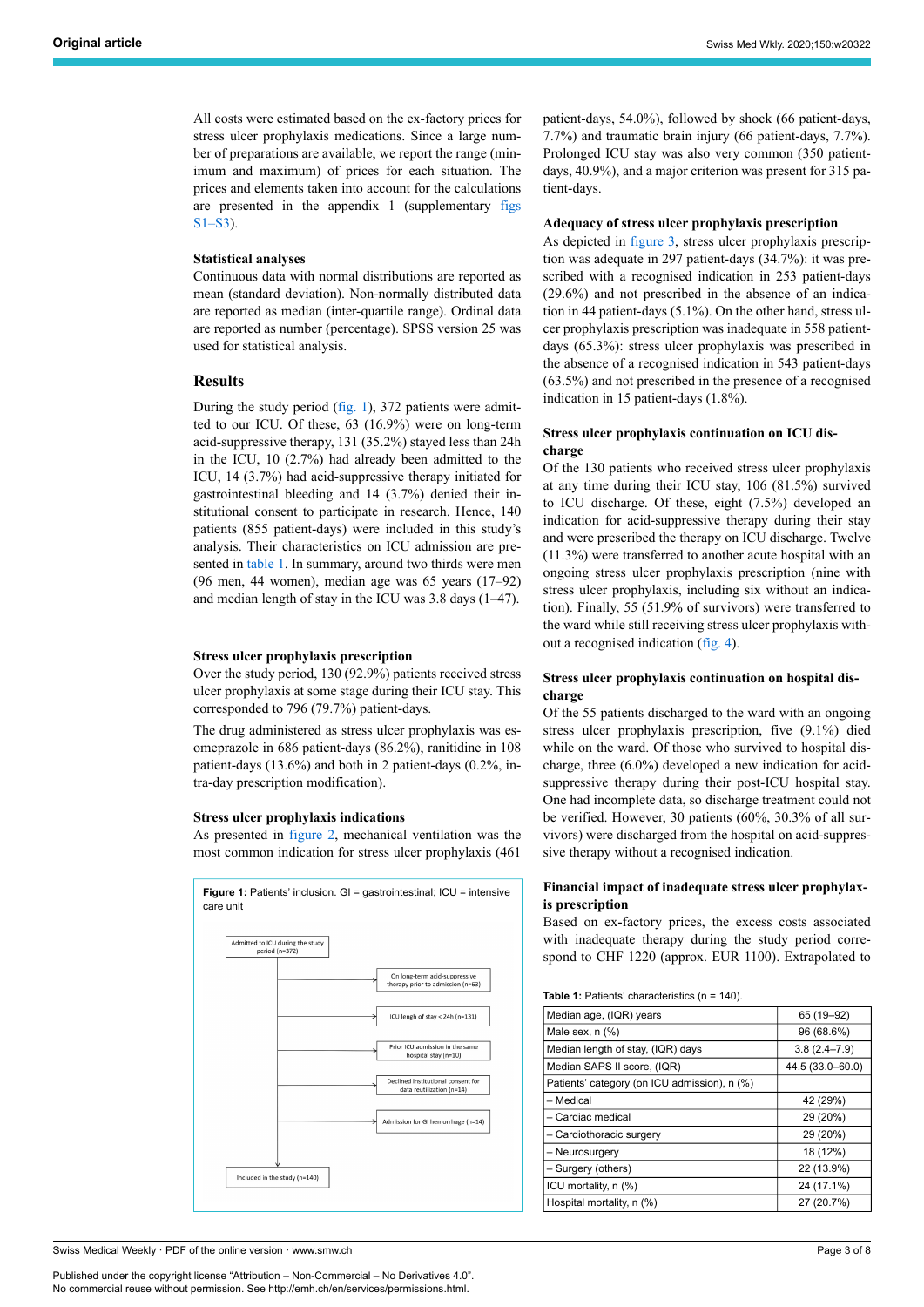All costs were estimated based on the ex-factory prices for stress ulcer prophylaxis medications. Since a large number of preparations are available, we report the range (minimum and maximum) of prices for each situation. The prices and elements taken into account for the calculations are presented in the appendix 1 (supplementary figs S1–S3).

### Statistical analyses

Continuous data with normal distributions are reported as mean (standard deviation). Non-normally distributed data are reported as median (inter-quartile range). Ordinal data are reported as number (percentage). SPSS version 25 was used for statistical analysis.

## Results

During the study period (fig. 1), 372 patients were admitted to our ICU. Of these, 63 (16.9%) were on long-term acid-suppressive therapy, 131 (35.2%) stayed less than 24h in the ICU, 10 (2.7%) had already been admitted to the ICU, 14 (3.7%) had acid-suppressive therapy initiated for gastrointestinal bleeding and 14 (3.7%) denied their institutional consent to participate in research. Hence, 140 patients (855 patient-days) were included in this study's analysis. Their characteristics on ICU admission are presented in table 1. In summary, around two thirds were men (96 men, 44 women), median age was 65 years (17–92) and median length of stay in the ICU was 3.8 days (1–47).

### Stress ulcer prophylaxis prescription

Over the study period, 130 (92.9%) patients received stress ulcer prophylaxis at some stage during their ICU stay. This corresponded to 796 (79.7%) patient-days.

The drug administered as stress ulcer prophylaxis was esomeprazole in 686 patient-days (86.2%), ranitidine in 108 patient-days (13.6%) and both in 2 patient-days (0.2%, intra-day prescription modification).

### Stress ulcer prophylaxis indications

As presented in figure 2, mechanical ventilation was the most common indication for stress ulcer prophylaxis (461 patient-days, 54.0%), followed by shock (66 patient-days, 7.7%) and traumatic brain injury (66 patient-days, 7.7%). Prolonged ICU stay was also very common (350 patient-days, 40.9%), and a major criterion was present for 315 patient-days.

### Adequacy of stress ulcer prophylaxis prescription

As depicted in figure 3, stress ulcer prophylaxis prescription was adequate in 297 patient-days (34.7%): it was prescribed with a recognised indication in 253 patient-days (29.6%) and not prescribed in the absence of an indication in 44 patient-days (5.1%). On the other hand, stress ulcer prophylaxis prescription was inadequate in 558 patient-days (65.3%): stress ulcer prophylaxis was prescribed in the absence of a recognised indication in 543 patient-days (63.5%) and not prescribed in the presence of a recognised indication in 15 patient-days (1.8%).

### Stress ulcer prophylaxis continuation on ICU discharge

Of the 130 patients who received stress ulcer prophylaxis at any time during their ICU stay, 106 (81.5%) survived to ICU discharge. Of these, eight (7.5%) developed an indication for acid-suppressive therapy during their stay and were prescribed the therapy on ICU discharge. Twelve (11.3%) were transferred to another acute hospital with an ongoing stress ulcer prophylaxis prescription (nine with stress ulcer prophylaxis, including six without an indication). Finally, 55 (51.9% of survivors) were transferred to the ward while still receiving stress ulcer prophylaxis without a recognised indication (fig. 4).

### Stress ulcer prophylaxis continuation on hospital discharge

Of the 55 patients discharged to the ward with an ongoing stress ulcer prophylaxis prescription, five (9.1%) died while on the ward. Of those who survived to hospital discharge, three (6.0%) developed a new indication for acid-suppressive therapy during their post-ICU hospital stay. One had incomplete data, so discharge treatment could not be verified. However, 30 patients (60%, 30.3% of all survivors) were discharged from the hospital on acid-suppressive therapy without a recognised indication.

### Financial impact of inadequate stress ulcer prophylaxis prescription

Based on ex-factory prices, the excess costs associated with inadequate therapy during the study period correspond to CHF 1220 (approx. EUR 1100). Extrapolated to

**Figure 1:** Patients' inclusion. GI = gastrointestinal; ICU = intensive care unit

Admitted to ICU during the study period (n=372)
→ On long-term acid-suppressive therapy prior to admission (n=63)
→ ICU length of stay < 24h (n=131)
→ Prior ICU admission in the same hospital stay (n=10)
→ Declined institutional consent for data reutilization (n=14)
→ Admission for GI hemorrhage (n=14)
Included in the study (n=140)

**Table 1:** Patients' characteristics (n = 140).

| | |
|---|---|
| Median age, (IQR) years | 65 (19–92) |
| Male sex, n (%) | 96 (68.6%) |
| Median length of stay, (IQR) days | 3.8 (2.4–7.9) |
| Median SAPS II score, (IQR) | 44.5 (33.0–60.0) |
| Patients' category (on ICU admission), n (%) | |
| – Medical | 42 (29%) |
| – Cardiac medical | 29 (20%) |
| – Cardiothoracic surgery | 29 (20%) |
| – Neurosurgery | 18 (12%) |
| – Surgery (others) | 22 (13.9%) |
| ICU mortality, n (%) | 24 (17.1%) |
| Hospital mortality, n (%) | 27 (20.7%) |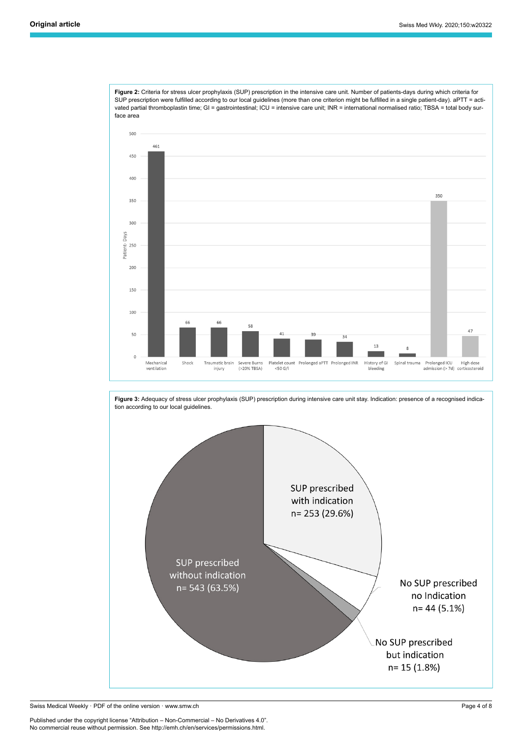**Figure 2:** Criteria for stress ulcer prophylaxis (SUP) prescription in the intensive care unit. Number of patients-days during which criteria for SUP prescription were fulfilled according to our local guidelines (more than one criterion might be fulfilled in a single patient-day). aPTT = activated partial thromboplastin time; GI = gastrointestinal; ICU = intensive care unit; INR = international normalised ratio; TBSA = total body surface area

| Criterion | Patient-Days |
|---|---|
| Mechanical ventilation | 461 |
| Shock | 66 |
| Traumatic brain injury | 66 |
| Severe Burns (>20% TBSA) | 58 |
| Platelet count <50 G/l | 41 |
| Prolonged aPTT | 39 |
| Prolonged INR | 34 |
| History of GI bleeding | 13 |
| Spinal trauma | 8 |
| Prolonged ICU admission (> 7d) | 350 |
| High dose corticosteroid | 47 |

**Figure 3:** Adequacy of stress ulcer prophylaxis (SUP) prescription during intensive care unit stay. Indication: presence of a recognised indication according to our local guidelines.

| Category | n (%) |
|---|---|
| SUP prescribed with indication | 253 (29.6%) |
| SUP prescribed without indication | 543 (63.5%) |
| No SUP prescribed no Indication | 44 (5.1%) |
| No SUP prescribed but indication | 15 (1.8%) |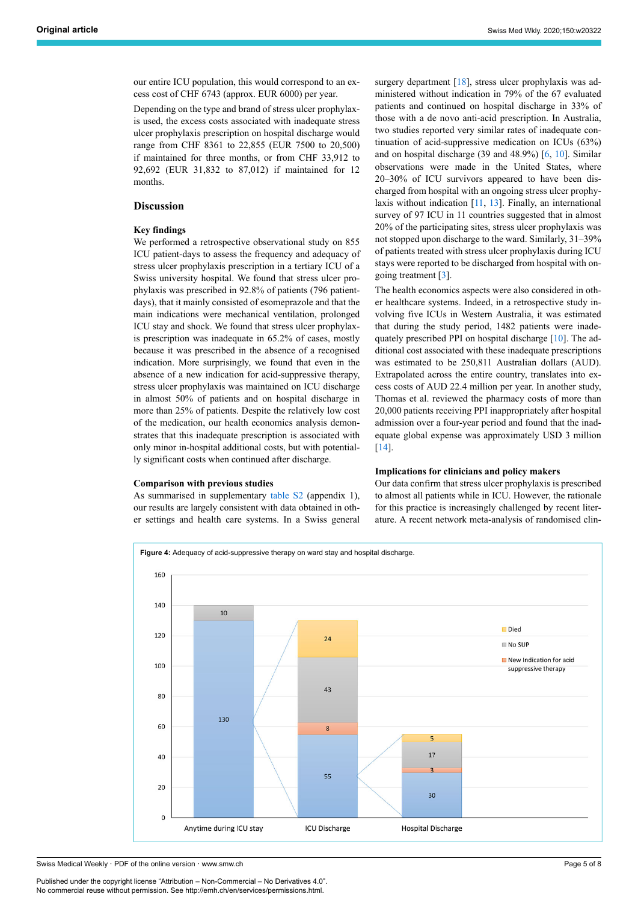our entire ICU population, this would correspond to an excess cost of CHF 6743 (approx. EUR 6000) per year.

Depending on the type and brand of stress ulcer prophylaxis used, the excess costs associated with inadequate stress ulcer prophylaxis prescription on hospital discharge would range from CHF 8361 to 22,855 (EUR 7500 to 20,500) if maintained for three months, or from CHF 33,912 to 92,692 (EUR 31,832 to 87,012) if maintained for 12 months.

## Discussion

### Key findings

We performed a retrospective observational study on 855 ICU patient-days to assess the frequency and adequacy of stress ulcer prophylaxis prescription in a tertiary ICU of a Swiss university hospital. We found that stress ulcer prophylaxis was prescribed in 92.8% of patients (796 patient-days), that it mainly consisted of esomeprazole and that the main indications were mechanical ventilation, prolonged ICU stay and shock. We found that stress ulcer prophylaxis prescription was inadequate in 65.2% of cases, mostly because it was prescribed in the absence of a recognised indication. More surprisingly, we found that even in the absence of a new indication for acid-suppressive therapy, stress ulcer prophylaxis was maintained on ICU discharge in almost 50% of patients and on hospital discharge in more than 25% of patients. Despite the relatively low cost of the medication, our health economics analysis demonstrates that this inadequate prescription is associated with only minor in-hospital additional costs, but with potentially significant costs when continued after discharge.

### Comparison with previous studies

As summarised in supplementary table S2 (appendix 1), our results are largely consistent with data obtained in other settings and health care systems. In a Swiss general surgery department [18], stress ulcer prophylaxis was administered without indication in 79% of the 67 evaluated patients and continued on hospital discharge in 33% of those with a de novo anti-acid prescription. In Australia, two studies reported very similar rates of inadequate continuation of acid-suppressive medication on ICUs (63%) and on hospital discharge (39 and 48.9%) [6, 10]. Similar observations were made in the United States, where 20–30% of ICU survivors appeared to have been discharged from hospital with an ongoing stress ulcer prophylaxis without indication [11, 13]. Finally, an international survey of 97 ICU in 11 countries suggested that in almost 20% of the participating sites, stress ulcer prophylaxis was not stopped upon discharge to the ward. Similarly, 31–39% of patients treated with stress ulcer prophylaxis during ICU stays were reported to be discharged from hospital with ongoing treatment [3].

The health economics aspects were also considered in other healthcare systems. Indeed, in a retrospective study involving five ICUs in Western Australia, it was estimated that during the study period, 1482 patients were inadequately prescribed PPI on hospital discharge [10]. The additional cost associated with these inadequate prescriptions was estimated to be 250,811 Australian dollars (AUD). Extrapolated across the entire country, translates into excess costs of AUD 22.4 million per year. In another study, Thomas et al. reviewed the pharmacy costs of more than 20,000 patients receiving PPI inappropriately after hospital admission over a four-year period and found that the inadequate global expense was approximately USD 3 million [14].

### Implications for clinicians and policy makers

Our data confirm that stress ulcer prophylaxis is prescribed to almost all patients while in ICU. However, the rationale for this practice is increasingly challenged by recent literature. A recent network meta-analysis of randomised clin-

**Figure 4:** Adequacy of acid-suppressive therapy on ward stay and hospital discharge.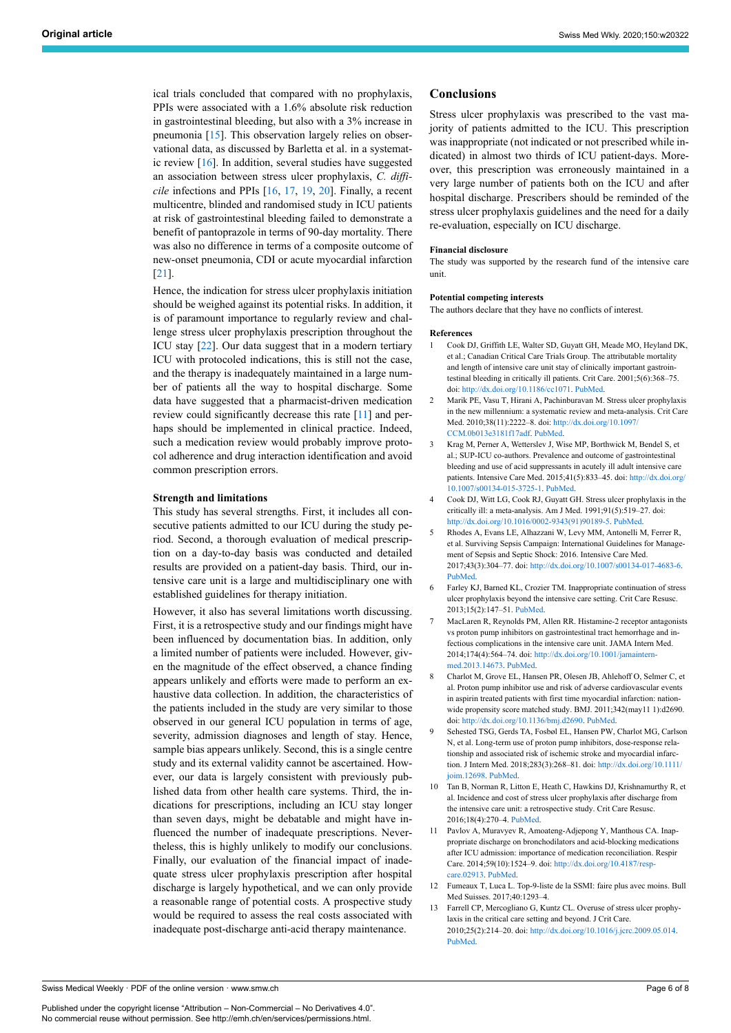ical trials concluded that compared with no prophylaxis, PPIs were associated with a 1.6% absolute risk reduction in gastrointestinal bleeding, but also with a 3% increase in pneumonia [15]. This observation largely relies on observational data, as discussed by Barletta et al. in a systematic review [16]. In addition, several studies have suggested an association between stress ulcer prophylaxis, *C. difficile* infections and PPIs [16, 17, 19, 20]. Finally, a recent multicentre, blinded and randomised study in ICU patients at risk of gastrointestinal bleeding failed to demonstrate a benefit of pantoprazole in terms of 90-day mortality. There was also no difference in terms of a composite outcome of new-onset pneumonia, CDI or acute myocardial infarction [21].

Hence, the indication for stress ulcer prophylaxis initiation should be weighed against its potential risks. In addition, it is of paramount importance to regularly review and challenge stress ulcer prophylaxis prescription throughout the ICU stay [22]. Our data suggest that in a modern tertiary ICU with protocoled indications, this is still not the case, and the therapy is inadequately maintained in a large number of patients all the way to hospital discharge. Some data have suggested that a pharmacist-driven medication review could significantly decrease this rate [11] and perhaps should be implemented in clinical practice. Indeed, such a medication review would probably improve protocol adherence and drug interaction identification and avoid common prescription errors.

### Strength and limitations

This study has several strengths. First, it includes all consecutive patients admitted to our ICU during the study period. Second, a thorough evaluation of medical prescription on a day-to-day basis was conducted and detailed results are provided on a patient-day basis. Third, our intensive care unit is a large and multidisciplinary one with established guidelines for therapy initiation.

However, it also has several limitations worth discussing. First, it is a retrospective study and our findings might have been influenced by documentation bias. In addition, only a limited number of patients were included. However, given the magnitude of the effect observed, a chance finding appears unlikely and efforts were made to perform an exhaustive data collection. In addition, the characteristics of the patients included in the study are very similar to those observed in our general ICU population in terms of age, severity, admission diagnoses and length of stay. Hence, sample bias appears unlikely. Second, this is a single centre study and its external validity cannot be ascertained. However, our data is largely consistent with previously published data from other health care systems. Third, the indications for prescriptions, including an ICU stay longer than seven days, might be debatable and might have influenced the number of inadequate prescriptions. Nevertheless, this is highly unlikely to modify our conclusions. Finally, our evaluation of the financial impact of inadequate stress ulcer prophylaxis prescription after hospital discharge is largely hypothetical, and we can only provide a reasonable range of potential costs. A prospective study would be required to assess the real costs associated with inadequate post-discharge anti-acid therapy maintenance.

## Conclusions

Stress ulcer prophylaxis was prescribed to the vast majority of patients admitted to the ICU. This prescription was inappropriate (not indicated or not prescribed while indicated) in almost two thirds of ICU patient-days. Moreover, this prescription was erroneously maintained in a very large number of patients both on the ICU and after hospital discharge. Prescribers should be reminded of the stress ulcer prophylaxis guidelines and the need for a daily re-evaluation, especially on ICU discharge.

#### Financial disclosure

The study was supported by the research fund of the intensive care unit.

#### Potential competing interests

The authors declare that they have no conflicts of interest.

#### References

1. Cook DJ, Griffith LE, Walter SD, Guyatt GH, Meade MO, Heyland DK, et al.; Canadian Critical Care Trials Group. The attributable mortality and length of intensive care unit stay of clinically important gastrointestinal bleeding in critically ill patients. Crit Care. 2001;5(6):368–75. doi: http://dx.doi.org/10.1186/cc1071. PubMed.
2. Marik PE, Vasu T, Hirani A, Pachinburavan M. Stress ulcer prophylaxis in the new millennium: a systematic review and meta-analysis. Crit Care Med. 2010;38(11):2222–8. doi: http://dx.doi.org/10.1097/CCM.0b013e3181f17adf. PubMed.
3. Krag M, Perner A, Wetterslev J, Wise MP, Borthwick M, Bendel S, et al.; SUP-ICU co-authors. Prevalence and outcome of gastrointestinal bleeding and use of acid suppressants in acutely ill adult intensive care patients. Intensive Care Med. 2015;41(5):833–45. doi: http://dx.doi.org/10.1007/s00134-015-3725-1. PubMed.
4. Cook DJ, Witt LG, Cook RJ, Guyatt GH. Stress ulcer prophylaxis in the critically ill: a meta-analysis. Am J Med. 1991;91(5):519–27. doi: http://dx.doi.org/10.1016/0002-9343(91)90189-5. PubMed.
5. Rhodes A, Evans LE, Alhazzani W, Levy MM, Antonelli M, Ferrer R, et al. Surviving Sepsis Campaign: International Guidelines for Management of Sepsis and Septic Shock: 2016. Intensive Care Med. 2017;43(3):304–77. doi: http://dx.doi.org/10.1007/s00134-017-4683-6. PubMed.
6. Farley KJ, Barned KL, Crozier TM. Inappropriate continuation of stress ulcer prophylaxis beyond the intensive care setting. Crit Care Resusc. 2013;15(2):147–51. PubMed.
7. MacLaren R, Reynolds PM, Allen RR. Histamine-2 receptor antagonists vs proton pump inhibitors on gastrointestinal tract hemorrhage and infectious complications in the intensive care unit. JAMA Intern Med. 2014;174(4):564–74. doi: http://dx.doi.org/10.1001/jamainternmed.2013.14673. PubMed.
8. Charlot M, Grove EL, Hansen PR, Olesen JB, Ahlehoff O, Selmer C, et al. Proton pump inhibitor use and risk of adverse cardiovascular events in aspirin treated patients with first time myocardial infarction: nationwide propensity score matched study. BMJ. 2011;342(may11 1):d2690. doi: http://dx.doi.org/10.1136/bmj.d2690. PubMed.
9. Sehested TSG, Gerds TA, Fosbøl EL, Hansen PW, Charlot MG, Carlson N, et al. Long-term use of proton pump inhibitors, dose-response relationship and associated risk of ischemic stroke and myocardial infarction. J Intern Med. 2018;283(3):268–81. doi: http://dx.doi.org/10.1111/joim.12698. PubMed.
10. Tan B, Norman R, Litton E, Heath C, Hawkins DJ, Krishnamurthy R, et al. Incidence and cost of stress ulcer prophylaxis after discharge from the intensive care unit: a retrospective study. Crit Care Resusc. 2016;18(4):270–4. PubMed.
11. Pavlov A, Muravyev R, Amoateng-Adjepong Y, Manthous CA. Inappropriate discharge on bronchodilators and acid-blocking medications after ICU admission: importance of medication reconciliation. Respir Care. 2014;59(10):1524–9. doi: http://dx.doi.org/10.4187/respcare.02913. PubMed.
12. Fumeaux T, Luca L. Top-9-liste de la SSMI: faire plus avec moins. Bull Med Suisses. 2017;40:1293–4.
13. Farrell CP, Mercogliano G, Kuntz CL. Overuse of stress ulcer prophylaxis in the critical care setting and beyond. J Crit Care. 2010;25(2):214–20. doi: http://dx.doi.org/10.1016/j.jcrc.2009.05.014. PubMed.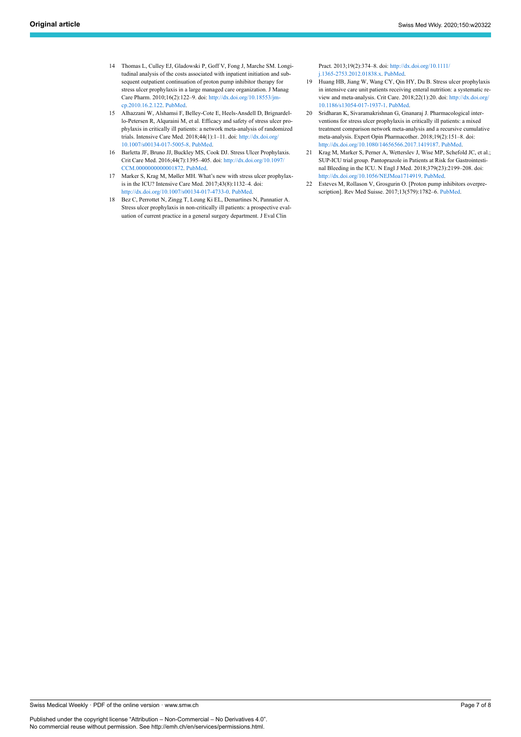14 Thomas L, Culley EJ, Gladowski P, Goff V, Fong J, Marche SM. Longitudinal analysis of the costs associated with inpatient initiation and subsequent outpatient continuation of proton pump inhibitor therapy for stress ulcer prophylaxis in a large managed care organization. J Manag Care Pharm. 2010;16(2):122–9. doi: http://dx.doi.org/10.18553/jmcp.2010.16.2.122. PubMed.

15 Alhazzani W, Alshamsi F, Belley-Cote E, Heels-Ansdell D, Brignardello-Petersen R, Alquraini M, et al. Efficacy and safety of stress ulcer prophylaxis in critically ill patients: a network meta-analysis of randomized trials. Intensive Care Med. 2018;44(1):1–11. doi: http://dx.doi.org/10.1007/s00134-017-5005-8. PubMed.

16 Barletta JF, Bruno JJ, Buckley MS, Cook DJ. Stress Ulcer Prophylaxis. Crit Care Med. 2016;44(7):1395–405. doi: http://dx.doi.org/10.1097/CCM.0000000000001872. PubMed.

17 Marker S, Krag M, Møller MH. What's new with stress ulcer prophylaxis in the ICU? Intensive Care Med. 2017;43(8):1132–4. doi: http://dx.doi.org/10.1007/s00134-017-4733-0. PubMed.

18 Bez C, Perrottet N, Zingg T, Leung Ki EL, Demartines N, Pannatier A. Stress ulcer prophylaxis in non-critically ill patients: a prospective evaluation of current practice in a general surgery department. J Eval Clin Pract. 2013;19(2):374–8. doi: http://dx.doi.org/10.1111/j.1365-2753.2012.01838.x. PubMed.

19 Huang HB, Jiang W, Wang CY, Qin HY, Du B. Stress ulcer prophylaxis in intensive care unit patients receiving enteral nutrition: a systematic review and meta-analysis. Crit Care. 2018;22(1):20. doi: http://dx.doi.org/10.1186/s13054-017-1937-1. PubMed.

20 Sridharan K, Sivaramakrishnan G, Gnanaraj J. Pharmacological interventions for stress ulcer prophylaxis in critically ill patients: a mixed treatment comparison network meta-analysis and a recursive cumulative meta-analysis. Expert Opin Pharmacother. 2018;19(2):151–8. doi: http://dx.doi.org/10.1080/14656566.2017.1419187. PubMed.

21 Krag M, Marker S, Perner A, Wetterslev J, Wise MP, Schefold JC, et al.; SUP-ICU trial group. Pantoprazole in Patients at Risk for Gastrointestinal Bleeding in the ICU. N Engl J Med. 2018;379(23):2199–208. doi: http://dx.doi.org/10.1056/NEJMoa1714919. PubMed.

22 Esteves M, Rollason V, Grosgurin O. [Proton pump inhibitors overprescription]. Rev Med Suisse. 2017;13(579):1782–6. PubMed.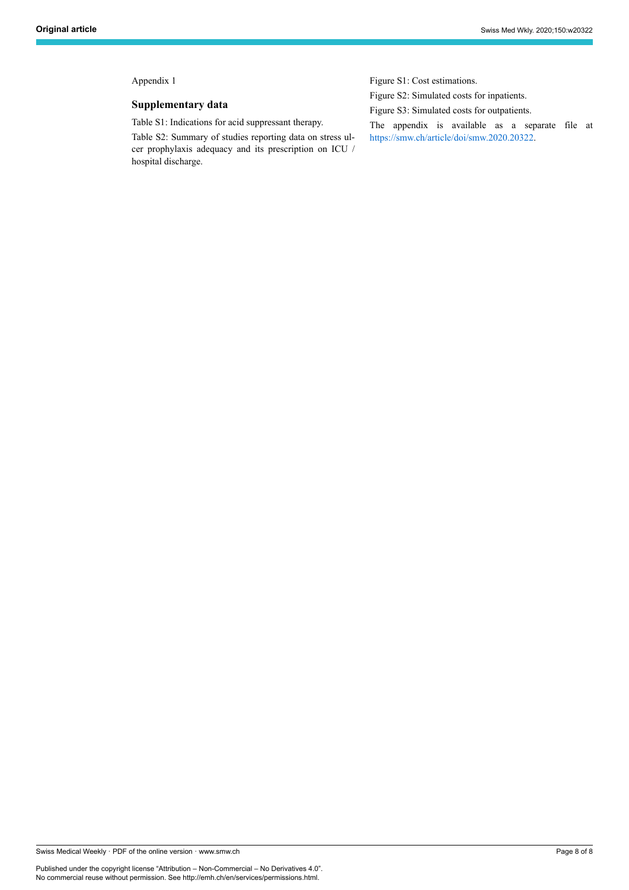Appendix 1

## Supplementary data

Table S1: Indications for acid suppressant therapy.

Table S2: Summary of studies reporting data on stress ulcer prophylaxis adequacy and its prescription on ICU / hospital discharge.

Figure S1: Cost estimations.

Figure S2: Simulated costs for inpatients.

Figure S3: Simulated costs for outpatients.

The appendix is available as a separate file at https://smw.ch/article/doi/smw.2020.20322.

Published under the copyright license "Attribution – Non-Commercial – No Derivatives 4.0". No commercial reuse without permission. See http://emh.ch/en/services/permissions.html.